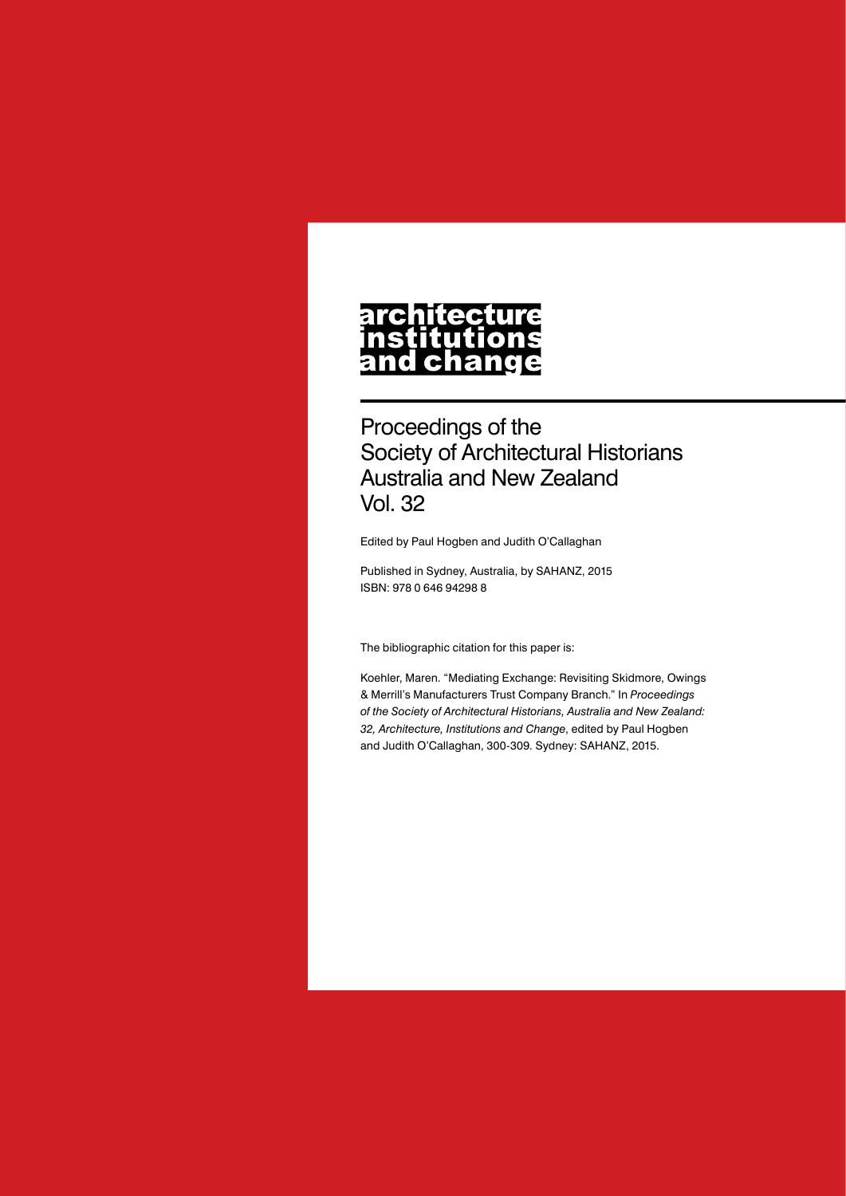# architecture institutions and change

Proceedings of the Society of Architectural Historians Australia and New Zealand Vol. 32

Edited by Paul Hogben and Judith O'Callaghan

Published in Sydney, Australia, by SAHANZ, 2015
ISBN: 978 0 646 94298 8

The bibliographic citation for this paper is:

Koehler, Maren. "Mediating Exchange: Revisiting Skidmore, Owings & Merrill's Manufacturers Trust Company Branch." In *Proceedings of the Society of Architectural Historians, Australia and New Zealand: 32, Architecture, Institutions and Change*, edited by Paul Hogben and Judith O'Callaghan, 300-309. Sydney: SAHANZ, 2015.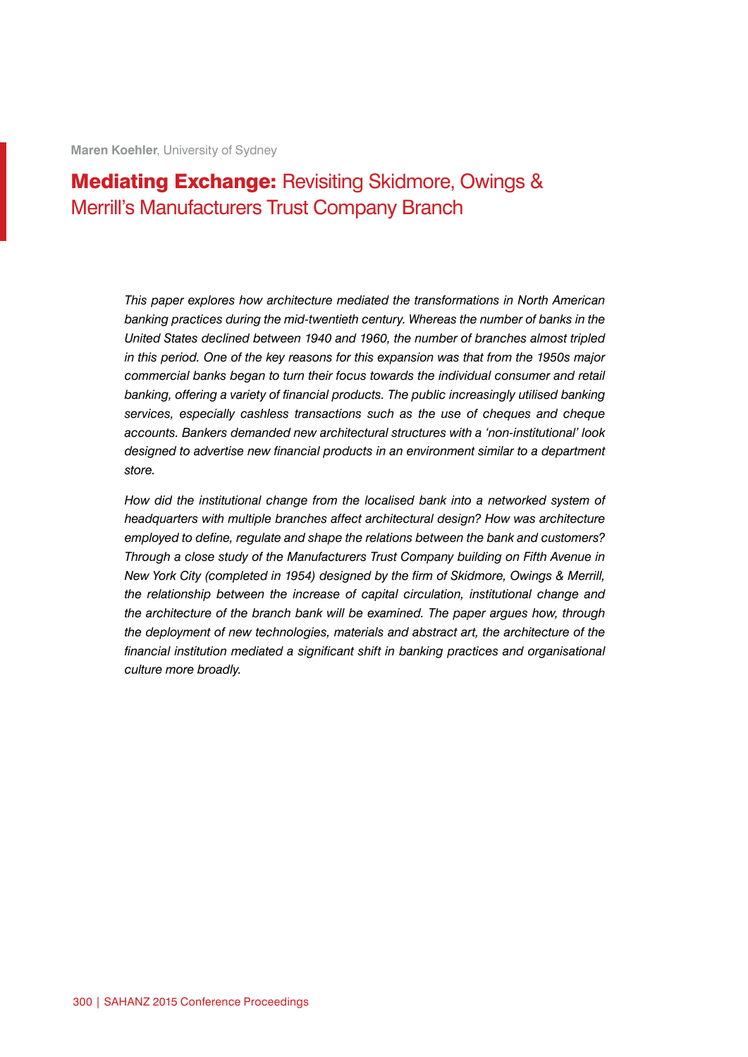**Maren Koehler**, University of Sydney

# **Mediating Exchange:** Revisiting Skidmore, Owings & Merrill's Manufacturers Trust Company Branch

*This paper explores how architecture mediated the transformations in North American banking practices during the mid-twentieth century. Whereas the number of banks in the United States declined between 1940 and 1960, the number of branches almost tripled in this period. One of the key reasons for this expansion was that from the 1950s major commercial banks began to turn their focus towards the individual consumer and retail banking, offering a variety of financial products. The public increasingly utilised banking services, especially cashless transactions such as the use of cheques and cheque accounts. Bankers demanded new architectural structures with a 'non-institutional' look designed to advertise new financial products in an environment similar to a department store.*

*How did the institutional change from the localised bank into a networked system of headquarters with multiple branches affect architectural design? How was architecture employed to define, regulate and shape the relations between the bank and customers? Through a close study of the Manufacturers Trust Company building on Fifth Avenue in New York City (completed in 1954) designed by the firm of Skidmore, Owings & Merrill, the relationship between the increase of capital circulation, institutional change and the architecture of the branch bank will be examined. The paper argues how, through the deployment of new technologies, materials and abstract art, the architecture of the financial institution mediated a significant shift in banking practices and organisational culture more broadly.*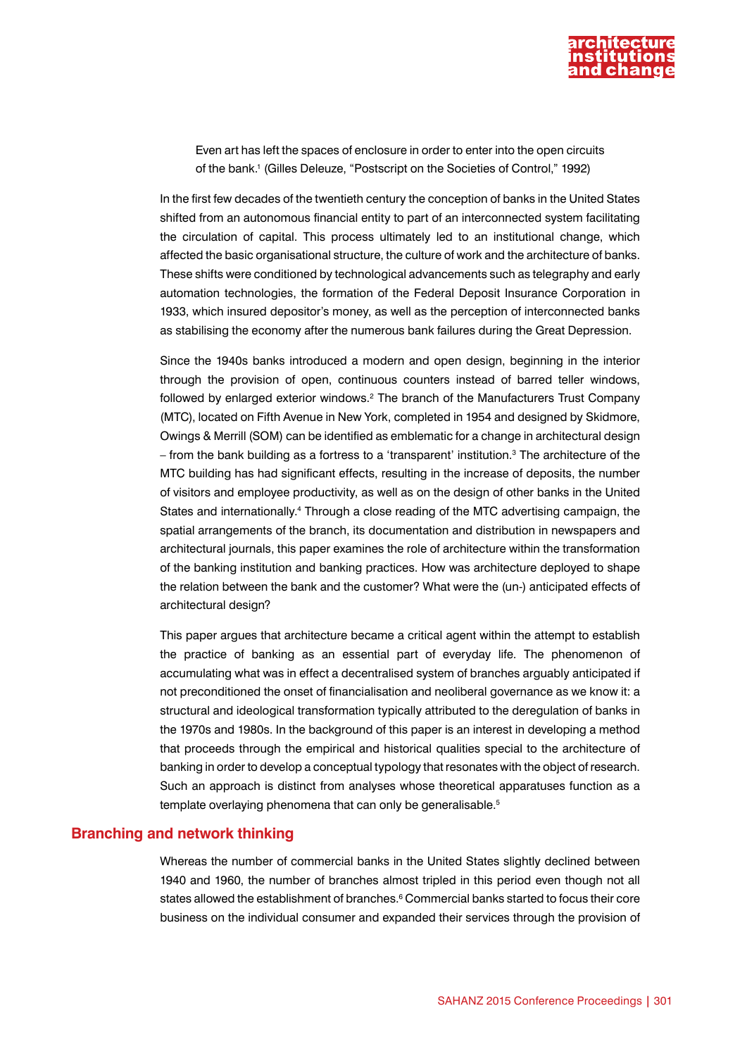> Even art has left the spaces of enclosure in order to enter into the open circuits of the bank.[1] (Gilles Deleuze, "Postscript on the Societies of Control," 1992)

In the first few decades of the twentieth century the conception of banks in the United States shifted from an autonomous financial entity to part of an interconnected system facilitating the circulation of capital. This process ultimately led to an institutional change, which affected the basic organisational structure, the culture of work and the architecture of banks. These shifts were conditioned by technological advancements such as telegraphy and early automation technologies, the formation of the Federal Deposit Insurance Corporation in 1933, which insured depositor's money, as well as the perception of interconnected banks as stabilising the economy after the numerous bank failures during the Great Depression.

Since the 1940s banks introduced a modern and open design, beginning in the interior through the provision of open, continuous counters instead of barred teller windows, followed by enlarged exterior windows.[2] The branch of the Manufacturers Trust Company (MTC), located on Fifth Avenue in New York, completed in 1954 and designed by Skidmore, Owings & Merrill (SOM) can be identified as emblematic for a change in architectural design – from the bank building as a fortress to a 'transparent' institution.[3] The architecture of the MTC building has had significant effects, resulting in the increase of deposits, the number of visitors and employee productivity, as well as on the design of other banks in the United States and internationally.[4] Through a close reading of the MTC advertising campaign, the spatial arrangements of the branch, its documentation and distribution in newspapers and architectural journals, this paper examines the role of architecture within the transformation of the banking institution and banking practices. How was architecture deployed to shape the relation between the bank and the customer? What were the (un-) anticipated effects of architectural design?

This paper argues that architecture became a critical agent within the attempt to establish the practice of banking as an essential part of everyday life. The phenomenon of accumulating what was in effect a decentralised system of branches arguably anticipated if not preconditioned the onset of financialisation and neoliberal governance as we know it: a structural and ideological transformation typically attributed to the deregulation of banks in the 1970s and 1980s. In the background of this paper is an interest in developing a method that proceeds through the empirical and historical qualities special to the architecture of banking in order to develop a conceptual typology that resonates with the object of research. Such an approach is distinct from analyses whose theoretical apparatuses function as a template overlaying phenomena that can only be generalisable.[5]

## Branching and network thinking

Whereas the number of commercial banks in the United States slightly declined between 1940 and 1960, the number of branches almost tripled in this period even though not all states allowed the establishment of branches.[6] Commercial banks started to focus their core business on the individual consumer and expanded their services through the provision of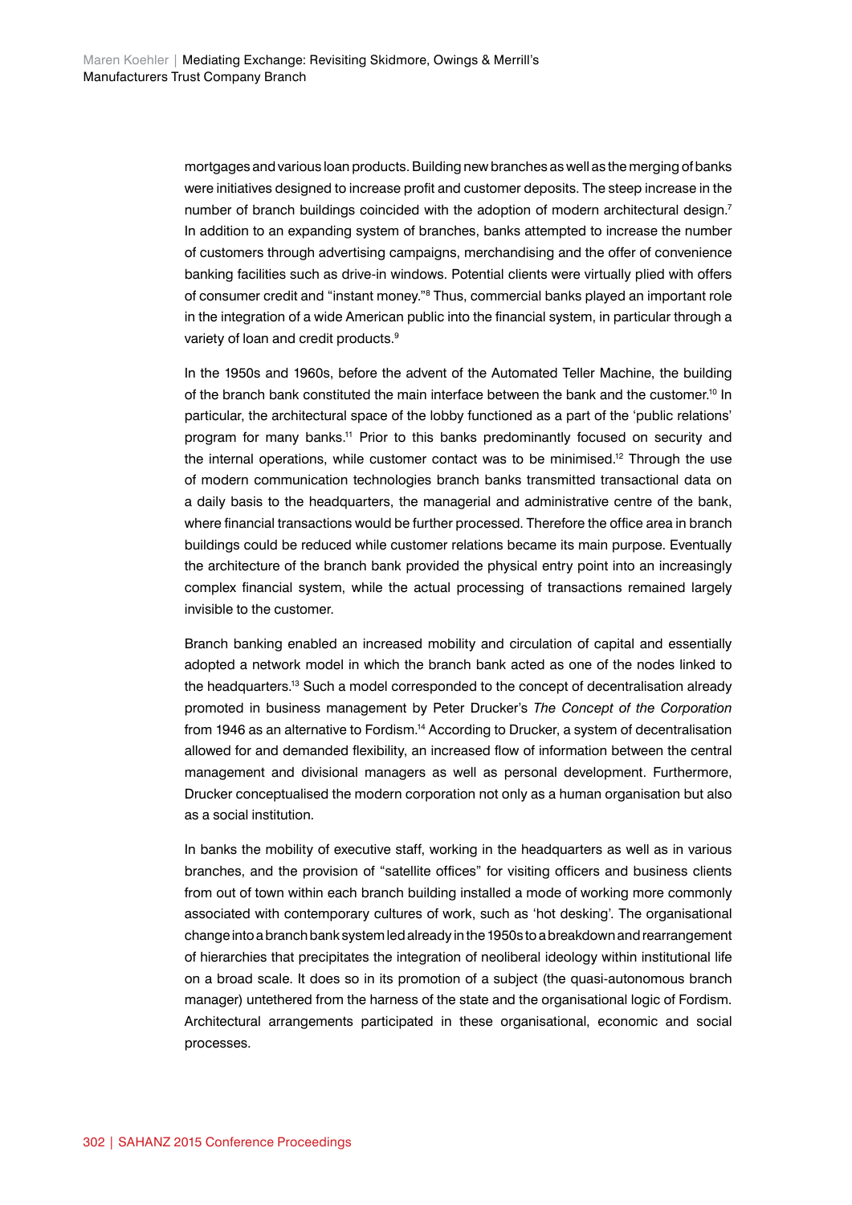mortgages and various loan products. Building new branches as well as the merging of banks were initiatives designed to increase profit and customer deposits. The steep increase in the number of branch buildings coincided with the adoption of modern architectural design.[7] In addition to an expanding system of branches, banks attempted to increase the number of customers through advertising campaigns, merchandising and the offer of convenience banking facilities such as drive-in windows. Potential clients were virtually plied with offers of consumer credit and "instant money."[8] Thus, commercial banks played an important role in the integration of a wide American public into the financial system, in particular through a variety of loan and credit products.[9]

In the 1950s and 1960s, before the advent of the Automated Teller Machine, the building of the branch bank constituted the main interface between the bank and the customer.[10] In particular, the architectural space of the lobby functioned as a part of the 'public relations' program for many banks.[11] Prior to this banks predominantly focused on security and the internal operations, while customer contact was to be minimised.[12] Through the use of modern communication technologies branch banks transmitted transactional data on a daily basis to the headquarters, the managerial and administrative centre of the bank, where financial transactions would be further processed. Therefore the office area in branch buildings could be reduced while customer relations became its main purpose. Eventually the architecture of the branch bank provided the physical entry point into an increasingly complex financial system, while the actual processing of transactions remained largely invisible to the customer.

Branch banking enabled an increased mobility and circulation of capital and essentially adopted a network model in which the branch bank acted as one of the nodes linked to the headquarters.[13] Such a model corresponded to the concept of decentralisation already promoted in business management by Peter Drucker's *The Concept of the Corporation* from 1946 as an alternative to Fordism.[14] According to Drucker, a system of decentralisation allowed for and demanded flexibility, an increased flow of information between the central management and divisional managers as well as personal development. Furthermore, Drucker conceptualised the modern corporation not only as a human organisation but also as a social institution.

In banks the mobility of executive staff, working in the headquarters as well as in various branches, and the provision of "satellite offices" for visiting officers and business clients from out of town within each branch building installed a mode of working more commonly associated with contemporary cultures of work, such as 'hot desking'. The organisational change into a branch bank system led already in the 1950s to a breakdown and rearrangement of hierarchies that precipitates the integration of neoliberal ideology within institutional life on a broad scale. It does so in its promotion of a subject (the quasi-autonomous branch manager) untethered from the harness of the state and the organisational logic of Fordism. Architectural arrangements participated in these organisational, economic and social processes.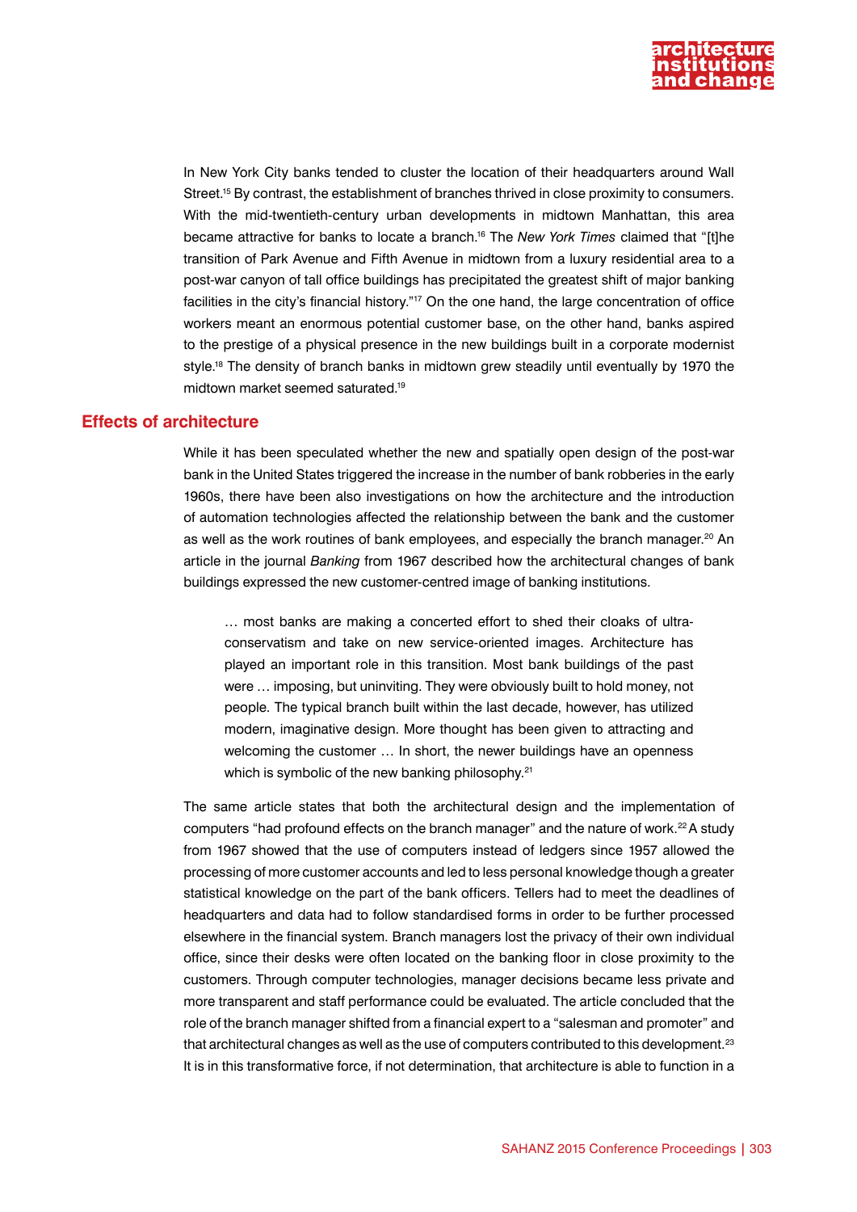In New York City banks tended to cluster the location of their headquarters around Wall Street.[15] By contrast, the establishment of branches thrived in close proximity to consumers. With the mid-twentieth-century urban developments in midtown Manhattan, this area became attractive for banks to locate a branch.[16] The *New York Times* claimed that "[t]he transition of Park Avenue and Fifth Avenue in midtown from a luxury residential area to a post-war canyon of tall office buildings has precipitated the greatest shift of major banking facilities in the city's financial history."[17] On the one hand, the large concentration of office workers meant an enormous potential customer base, on the other hand, banks aspired to the prestige of a physical presence in the new buildings built in a corporate modernist style.[18] The density of branch banks in midtown grew steadily until eventually by 1970 the midtown market seemed saturated.[19]

## Effects of architecture

While it has been speculated whether the new and spatially open design of the post-war bank in the United States triggered the increase in the number of bank robberies in the early 1960s, there have been also investigations on how the architecture and the introduction of automation technologies affected the relationship between the bank and the customer as well as the work routines of bank employees, and especially the branch manager.[20] An article in the journal *Banking* from 1967 described how the architectural changes of bank buildings expressed the new customer-centred image of banking institutions.

> … most banks are making a concerted effort to shed their cloaks of ultra-conservatism and take on new service-oriented images. Architecture has played an important role in this transition. Most bank buildings of the past were … imposing, but uninviting. They were obviously built to hold money, not people. The typical branch built within the last decade, however, has utilized modern, imaginative design. More thought has been given to attracting and welcoming the customer … In short, the newer buildings have an openness which is symbolic of the new banking philosophy.[21]

The same article states that both the architectural design and the implementation of computers "had profound effects on the branch manager" and the nature of work.[22] A study from 1967 showed that the use of computers instead of ledgers since 1957 allowed the processing of more customer accounts and led to less personal knowledge though a greater statistical knowledge on the part of the bank officers. Tellers had to meet the deadlines of headquarters and data had to follow standardised forms in order to be further processed elsewhere in the financial system. Branch managers lost the privacy of their own individual office, since their desks were often located on the banking floor in close proximity to the customers. Through computer technologies, manager decisions became less private and more transparent and staff performance could be evaluated. The article concluded that the role of the branch manager shifted from a financial expert to a "salesman and promoter" and that architectural changes as well as the use of computers contributed to this development.[23] It is in this transformative force, if not determination, that architecture is able to function in a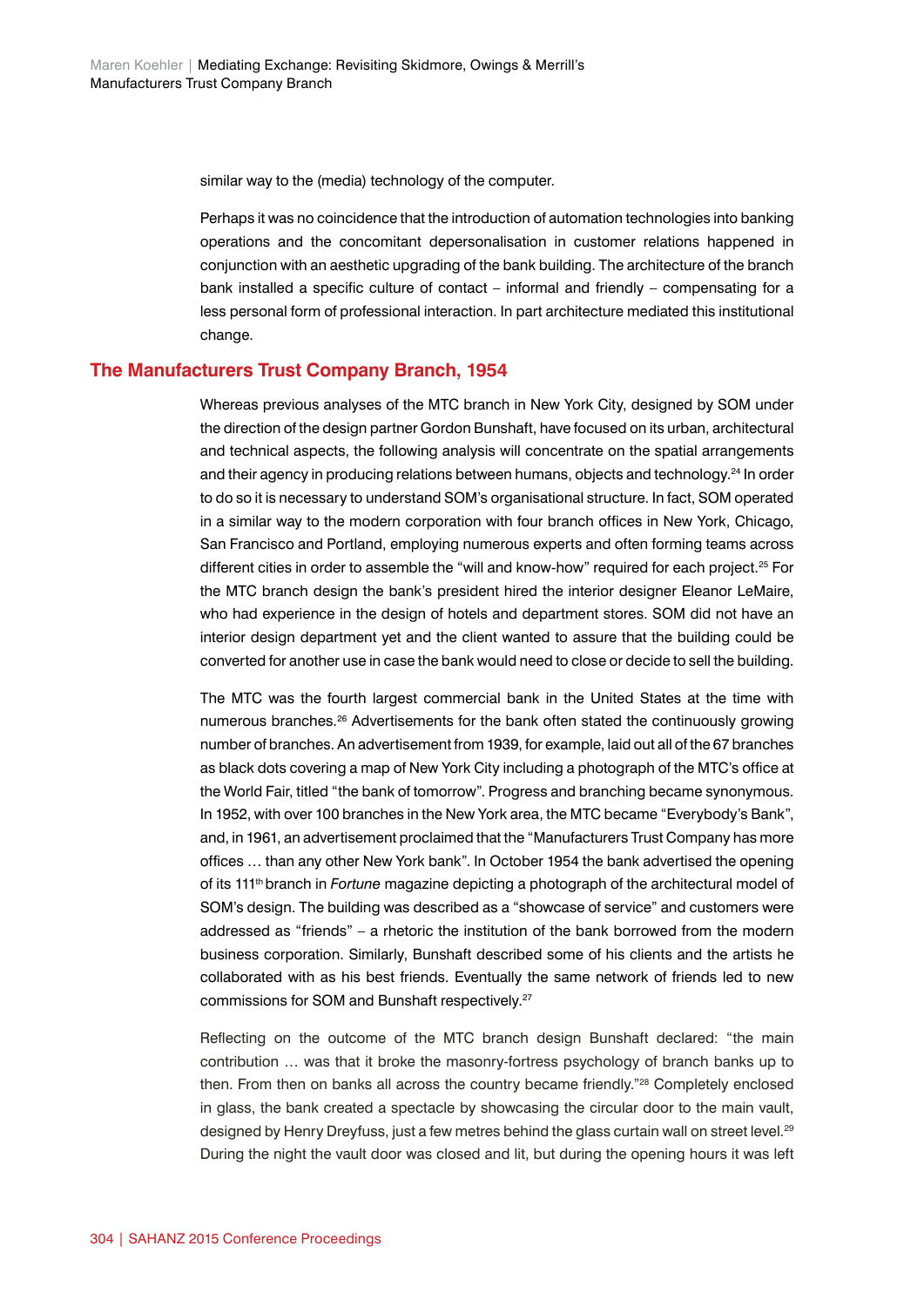similar way to the (media) technology of the computer.

Perhaps it was no coincidence that the introduction of automation technologies into banking operations and the concomitant depersonalisation in customer relations happened in conjunction with an aesthetic upgrading of the bank building. The architecture of the branch bank installed a specific culture of contact – informal and friendly – compensating for a less personal form of professional interaction. In part architecture mediated this institutional change.

## The Manufacturers Trust Company Branch, 1954

Whereas previous analyses of the MTC branch in New York City, designed by SOM under the direction of the design partner Gordon Bunshaft, have focused on its urban, architectural and technical aspects, the following analysis will concentrate on the spatial arrangements and their agency in producing relations between humans, objects and technology.[24] In order to do so it is necessary to understand SOM's organisational structure. In fact, SOM operated in a similar way to the modern corporation with four branch offices in New York, Chicago, San Francisco and Portland, employing numerous experts and often forming teams across different cities in order to assemble the "will and know-how" required for each project.[25] For the MTC branch design the bank's president hired the interior designer Eleanor LeMaire, who had experience in the design of hotels and department stores. SOM did not have an interior design department yet and the client wanted to assure that the building could be converted for another use in case the bank would need to close or decide to sell the building.

The MTC was the fourth largest commercial bank in the United States at the time with numerous branches.[26] Advertisements for the bank often stated the continuously growing number of branches. An advertisement from 1939, for example, laid out all of the 67 branches as black dots covering a map of New York City including a photograph of the MTC's office at the World Fair, titled "the bank of tomorrow". Progress and branching became synonymous. In 1952, with over 100 branches in the New York area, the MTC became "Everybody's Bank", and, in 1961, an advertisement proclaimed that the "Manufacturers Trust Company has more offices … than any other New York bank". In October 1954 the bank advertised the opening of its 111th branch in *Fortune* magazine depicting a photograph of the architectural model of SOM's design. The building was described as a "showcase of service" and customers were addressed as "friends" – a rhetoric the institution of the bank borrowed from the modern business corporation. Similarly, Bunshaft described some of his clients and the artists he collaborated with as his best friends. Eventually the same network of friends led to new commissions for SOM and Bunshaft respectively.[27]

Reflecting on the outcome of the MTC branch design Bunshaft declared: "the main contribution … was that it broke the masonry-fortress psychology of branch banks up to then. From then on banks all across the country became friendly."[28] Completely enclosed in glass, the bank created a spectacle by showcasing the circular door to the main vault, designed by Henry Dreyfuss, just a few metres behind the glass curtain wall on street level.[29] During the night the vault door was closed and lit, but during the opening hours it was left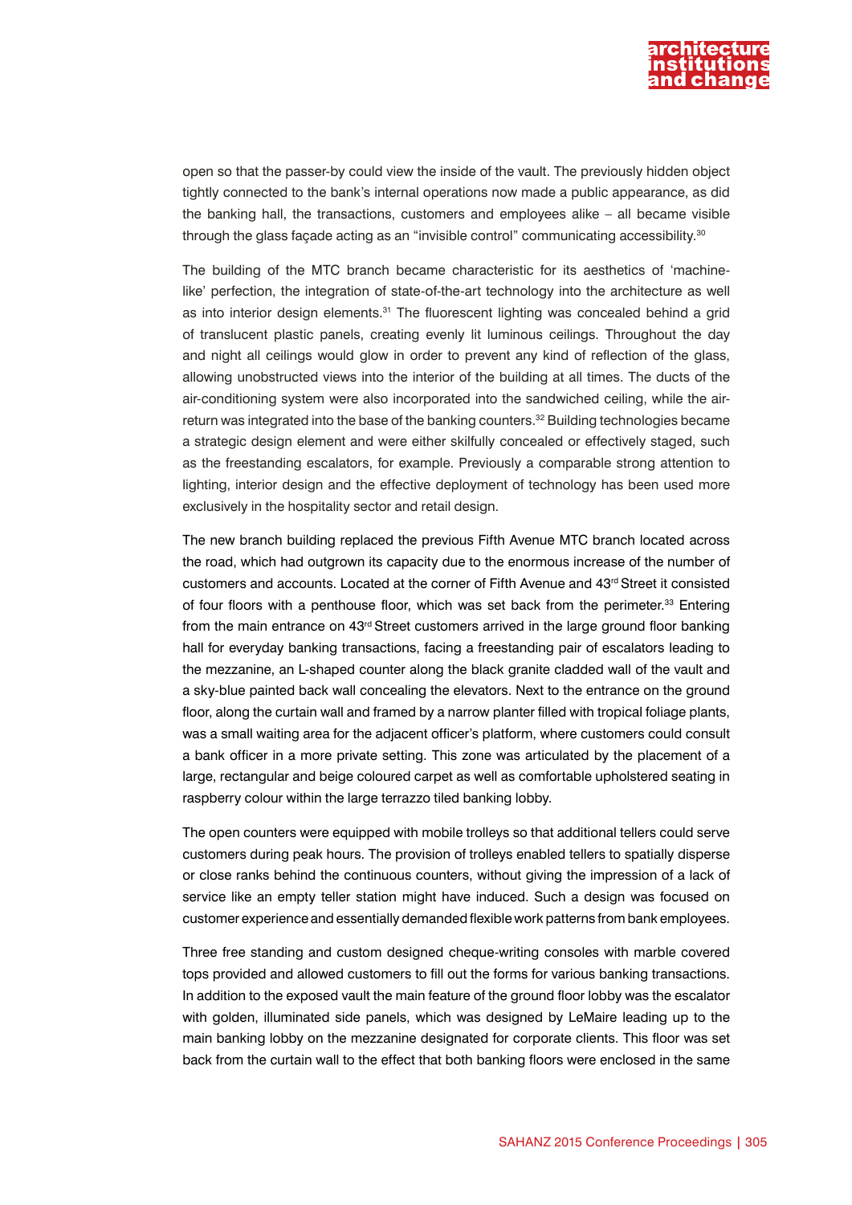open so that the passer-by could view the inside of the vault. The previously hidden object tightly connected to the bank's internal operations now made a public appearance, as did the banking hall, the transactions, customers and employees alike – all became visible through the glass façade acting as an "invisible control" communicating accessibility.[30]

The building of the MTC branch became characteristic for its aesthetics of 'machine-like' perfection, the integration of state-of-the-art technology into the architecture as well as into interior design elements.[31] The fluorescent lighting was concealed behind a grid of translucent plastic panels, creating evenly lit luminous ceilings. Throughout the day and night all ceilings would glow in order to prevent any kind of reflection of the glass, allowing unobstructed views into the interior of the building at all times. The ducts of the air-conditioning system were also incorporated into the sandwiched ceiling, while the air-return was integrated into the base of the banking counters.[32] Building technologies became a strategic design element and were either skilfully concealed or effectively staged, such as the freestanding escalators, for example. Previously a comparable strong attention to lighting, interior design and the effective deployment of technology has been used more exclusively in the hospitality sector and retail design.

The new branch building replaced the previous Fifth Avenue MTC branch located across the road, which had outgrown its capacity due to the enormous increase of the number of customers and accounts. Located at the corner of Fifth Avenue and 43rd Street it consisted of four floors with a penthouse floor, which was set back from the perimeter.[33] Entering from the main entrance on 43rd Street customers arrived in the large ground floor banking hall for everyday banking transactions, facing a freestanding pair of escalators leading to the mezzanine, an L-shaped counter along the black granite cladded wall of the vault and a sky-blue painted back wall concealing the elevators. Next to the entrance on the ground floor, along the curtain wall and framed by a narrow planter filled with tropical foliage plants, was a small waiting area for the adjacent officer's platform, where customers could consult a bank officer in a more private setting. This zone was articulated by the placement of a large, rectangular and beige coloured carpet as well as comfortable upholstered seating in raspberry colour within the large terrazzo tiled banking lobby.

The open counters were equipped with mobile trolleys so that additional tellers could serve customers during peak hours. The provision of trolleys enabled tellers to spatially disperse or close ranks behind the continuous counters, without giving the impression of a lack of service like an empty teller station might have induced. Such a design was focused on customer experience and essentially demanded flexible work patterns from bank employees.

Three free standing and custom designed cheque-writing consoles with marble covered tops provided and allowed customers to fill out the forms for various banking transactions. In addition to the exposed vault the main feature of the ground floor lobby was the escalator with golden, illuminated side panels, which was designed by LeMaire leading up to the main banking lobby on the mezzanine designated for corporate clients. This floor was set back from the curtain wall to the effect that both banking floors were enclosed in the same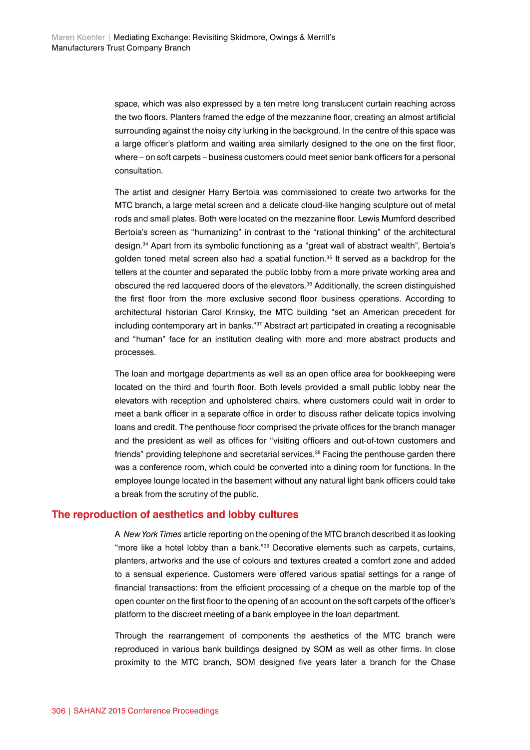space, which was also expressed by a ten metre long translucent curtain reaching across the two floors. Planters framed the edge of the mezzanine floor, creating an almost artificial surrounding against the noisy city lurking in the background. In the centre of this space was a large officer's platform and waiting area similarly designed to the one on the first floor, where – on soft carpets – business customers could meet senior bank officers for a personal consultation.

The artist and designer Harry Bertoia was commissioned to create two artworks for the MTC branch, a large metal screen and a delicate cloud-like hanging sculpture out of metal rods and small plates. Both were located on the mezzanine floor. Lewis Mumford described Bertoia's screen as "humanizing" in contrast to the "rational thinking" of the architectural design.[34] Apart from its symbolic functioning as a "great wall of abstract wealth", Bertoia's golden toned metal screen also had a spatial function.[35] It served as a backdrop for the tellers at the counter and separated the public lobby from a more private working area and obscured the red lacquered doors of the elevators.[36] Additionally, the screen distinguished the first floor from the more exclusive second floor business operations. According to architectural historian Carol Krinsky, the MTC building "set an American precedent for including contemporary art in banks."[37] Abstract art participated in creating a recognisable and "human" face for an institution dealing with more and more abstract products and processes.

The loan and mortgage departments as well as an open office area for bookkeeping were located on the third and fourth floor. Both levels provided a small public lobby near the elevators with reception and upholstered chairs, where customers could wait in order to meet a bank officer in a separate office in order to discuss rather delicate topics involving loans and credit. The penthouse floor comprised the private offices for the branch manager and the president as well as offices for "visiting officers and out-of-town customers and friends" providing telephone and secretarial services.[38] Facing the penthouse garden there was a conference room, which could be converted into a dining room for functions. In the employee lounge located in the basement without any natural light bank officers could take a break from the scrutiny of the public.

## The reproduction of aesthetics and lobby cultures

A *New York Times* article reporting on the opening of the MTC branch described it as looking "more like a hotel lobby than a bank."[39] Decorative elements such as carpets, curtains, planters, artworks and the use of colours and textures created a comfort zone and added to a sensual experience. Customers were offered various spatial settings for a range of financial transactions: from the efficient processing of a cheque on the marble top of the open counter on the first floor to the opening of an account on the soft carpets of the officer's platform to the discreet meeting of a bank employee in the loan department.

Through the rearrangement of components the aesthetics of the MTC branch were reproduced in various bank buildings designed by SOM as well as other firms. In close proximity to the MTC branch, SOM designed five years later a branch for the Chase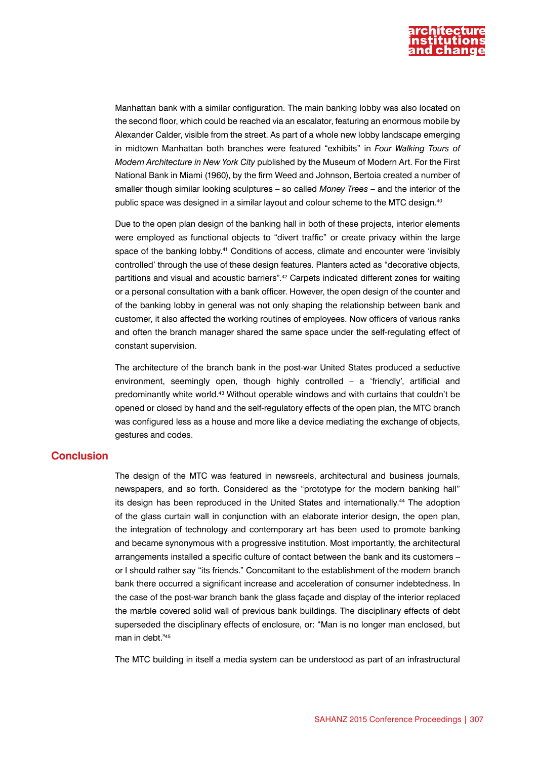Manhattan bank with a similar configuration. The main banking lobby was also located on the second floor, which could be reached via an escalator, featuring an enormous mobile by Alexander Calder, visible from the street. As part of a whole new lobby landscape emerging in midtown Manhattan both branches were featured "exhibits" in *Four Walking Tours of Modern Architecture in New York City* published by the Museum of Modern Art. For the First National Bank in Miami (1960), by the firm Weed and Johnson, Bertoia created a number of smaller though similar looking sculptures – so called *Money Trees* – and the interior of the public space was designed in a similar layout and colour scheme to the MTC design.[40]

Due to the open plan design of the banking hall in both of these projects, interior elements were employed as functional objects to "divert traffic" or create privacy within the large space of the banking lobby.[41] Conditions of access, climate and encounter were 'invisibly controlled' through the use of these design features. Planters acted as "decorative objects, partitions and visual and acoustic barriers".[42] Carpets indicated different zones for waiting or a personal consultation with a bank officer. However, the open design of the counter and of the banking lobby in general was not only shaping the relationship between bank and customer, it also affected the working routines of employees. Now officers of various ranks and often the branch manager shared the same space under the self-regulating effect of constant supervision.

The architecture of the branch bank in the post-war United States produced a seductive environment, seemingly open, though highly controlled – a 'friendly', artificial and predominantly white world.[43] Without operable windows and with curtains that couldn't be opened or closed by hand and the self-regulatory effects of the open plan, the MTC branch was configured less as a house and more like a device mediating the exchange of objects, gestures and codes.

## Conclusion

The design of the MTC was featured in newsreels, architectural and business journals, newspapers, and so forth. Considered as the "prototype for the modern banking hall" its design has been reproduced in the United States and internationally.[44] The adoption of the glass curtain wall in conjunction with an elaborate interior design, the open plan, the integration of technology and contemporary art has been used to promote banking and became synonymous with a progressive institution. Most importantly, the architectural arrangements installed a specific culture of contact between the bank and its customers – or I should rather say "its friends." Concomitant to the establishment of the modern branch bank there occurred a significant increase and acceleration of consumer indebtedness. In the case of the post-war branch bank the glass façade and display of the interior replaced the marble covered solid wall of previous bank buildings. The disciplinary effects of debt superseded the disciplinary effects of enclosure, or: "Man is no longer man enclosed, but man in debt."[45]

The MTC building in itself a media system can be understood as part of an infrastructural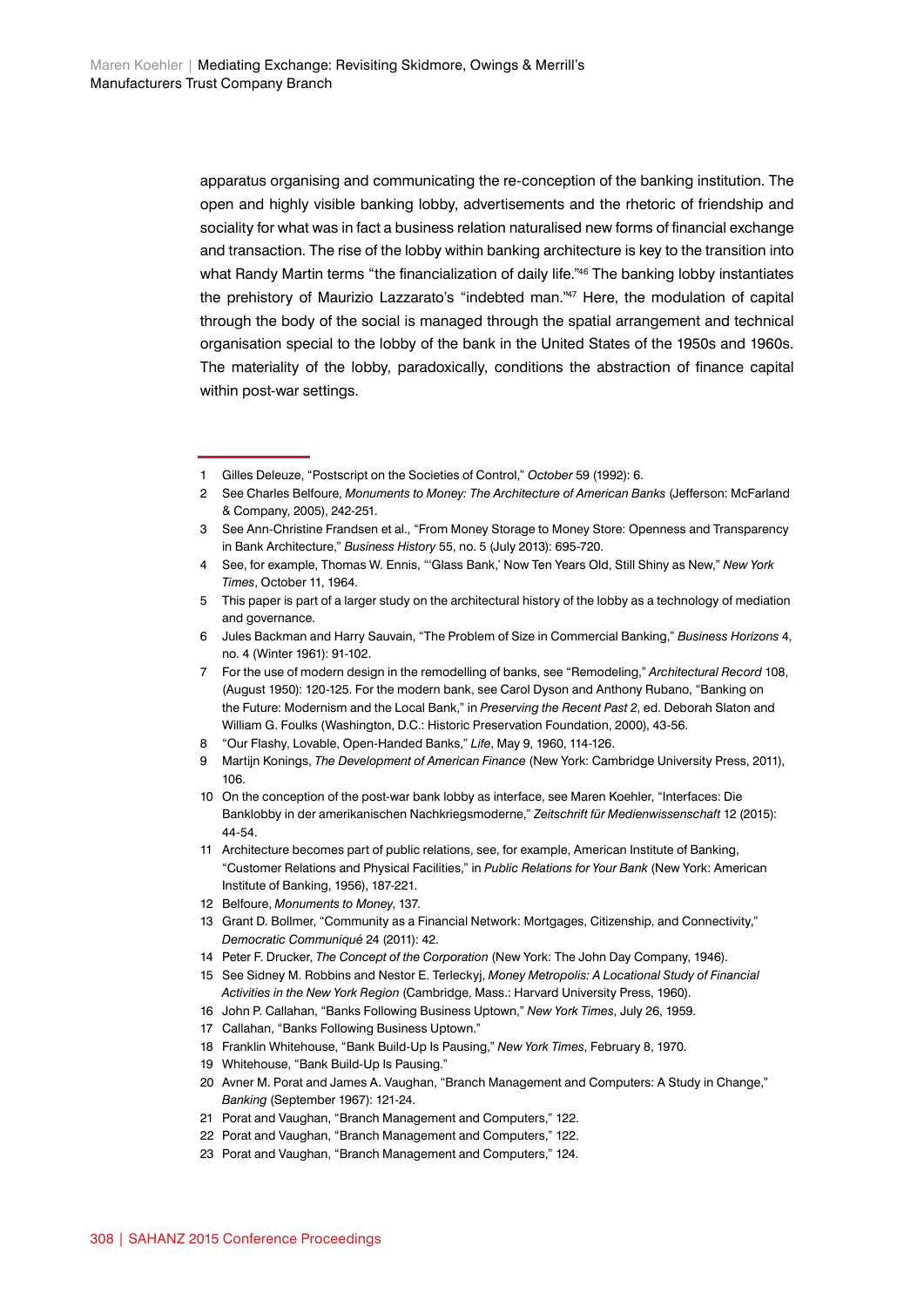apparatus organising and communicating the re-conception of the banking institution. The open and highly visible banking lobby, advertisements and the rhetoric of friendship and sociality for what was in fact a business relation naturalised new forms of financial exchange and transaction. The rise of the lobby within banking architecture is key to the transition into what Randy Martin terms "the financialization of daily life."[46] The banking lobby instantiates the prehistory of Maurizio Lazzarato's "indebted man."[47] Here, the modulation of capital through the body of the social is managed through the spatial arrangement and technical organisation special to the lobby of the bank in the United States of the 1950s and 1960s. The materiality of the lobby, paradoxically, conditions the abstraction of finance capital within post-war settings.

---

1 Gilles Deleuze, "Postscript on the Societies of Control," *October* 59 (1992): 6.

2 See Charles Belfoure, *Monuments to Money: The Architecture of American Banks* (Jefferson: McFarland & Company, 2005), 242-251.

3 See Ann-Christine Frandsen et al., "From Money Storage to Money Store: Openness and Transparency in Bank Architecture," *Business History* 55, no. 5 (July 2013): 695-720.

4 See, for example, Thomas W. Ennis, "'Glass Bank,' Now Ten Years Old, Still Shiny as New," *New York Times*, October 11, 1964.

5 This paper is part of a larger study on the architectural history of the lobby as a technology of mediation and governance.

6 Jules Backman and Harry Sauvain, "The Problem of Size in Commercial Banking," *Business Horizons* 4, no. 4 (Winter 1961): 91-102.

7 For the use of modern design in the remodelling of banks, see "Remodeling," *Architectural Record* 108, (August 1950): 120-125. For the modern bank, see Carol Dyson and Anthony Rubano, "Banking on the Future: Modernism and the Local Bank," in *Preserving the Recent Past 2*, ed. Deborah Slaton and William G. Foulks (Washington, D.C.: Historic Preservation Foundation, 2000), 43-56.

8 "Our Flashy, Lovable, Open-Handed Banks," *Life*, May 9, 1960, 114-126.

9 Martijn Konings, *The Development of American Finance* (New York: Cambridge University Press, 2011), 106.

10 On the conception of the post-war bank lobby as interface, see Maren Koehler, "Interfaces: Die Banklobby in der amerikanischen Nachkriegsmoderne," *Zeitschrift für Medienwissenschaft* 12 (2015): 44-54.

11 Architecture becomes part of public relations, see, for example, American Institute of Banking, "Customer Relations and Physical Facilities," in *Public Relations for Your Bank* (New York: American Institute of Banking, 1956), 187-221.

12 Belfoure, *Monuments to Money*, 137.

13 Grant D. Bollmer, "Community as a Financial Network: Mortgages, Citizenship, and Connectivity," *Democratic Communiqué* 24 (2011): 42.

14 Peter F. Drucker, *The Concept of the Corporation* (New York: The John Day Company, 1946).

15 See Sidney M. Robbins and Nestor E. Terleckyj, *Money Metropolis: A Locational Study of Financial Activities in the New York Region* (Cambridge, Mass.: Harvard University Press, 1960).

16 John P. Callahan, "Banks Following Business Uptown," *New York Times*, July 26, 1959.

17 Callahan, "Banks Following Business Uptown."

18 Franklin Whitehouse, "Bank Build-Up Is Pausing," *New York Times*, February 8, 1970.

19 Whitehouse, "Bank Build-Up Is Pausing."

20 Avner M. Porat and James A. Vaughan, "Branch Management and Computers: A Study in Change," *Banking* (September 1967): 121-24.

21 Porat and Vaughan, "Branch Management and Computers," 122.

22 Porat and Vaughan, "Branch Management and Computers," 122.

23 Porat and Vaughan, "Branch Management and Computers," 124.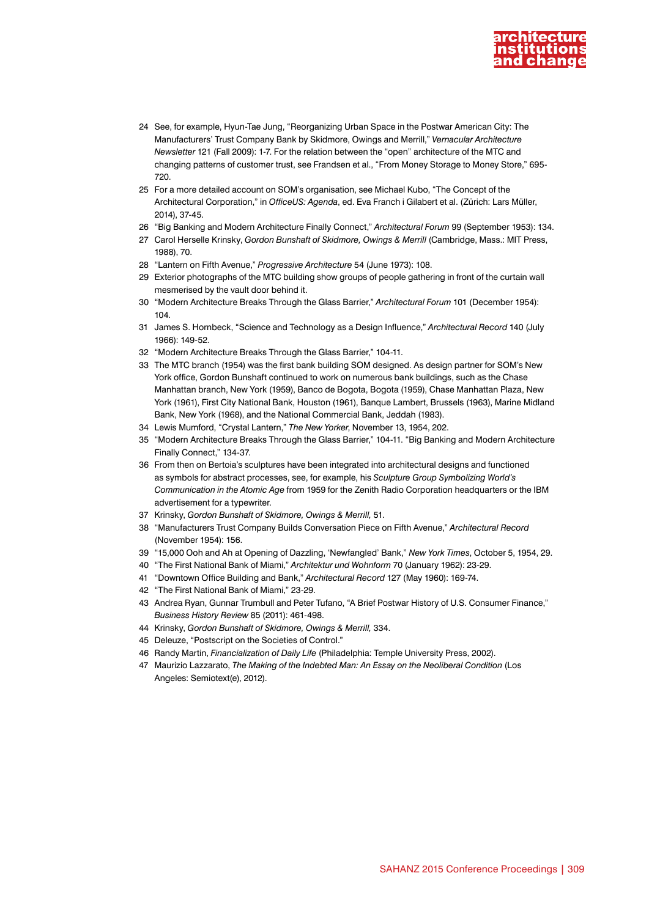24 See, for example, Hyun-Tae Jung, "Reorganizing Urban Space in the Postwar American City: The Manufacturers' Trust Company Bank by Skidmore, Owings and Merrill," *Vernacular Architecture Newsletter* 121 (Fall 2009): 1-7. For the relation between the "open" architecture of the MTC and changing patterns of customer trust, see Frandsen et al., "From Money Storage to Money Store," 695-720.

25 For a more detailed account on SOM's organisation, see Michael Kubo, "The Concept of the Architectural Corporation," in *OfficeUS: Agenda*, ed. Eva Franch i Gilabert et al. (Zürich: Lars Müller, 2014), 37-45.

26 "Big Banking and Modern Architecture Finally Connect," *Architectural Forum* 99 (September 1953): 134.

27 Carol Herselle Krinsky, *Gordon Bunshaft of Skidmore, Owings & Merrill* (Cambridge, Mass.: MIT Press, 1988), 70.

28 "Lantern on Fifth Avenue," *Progressive Architecture* 54 (June 1973): 108.

29 Exterior photographs of the MTC building show groups of people gathering in front of the curtain wall mesmerised by the vault door behind it.

30 "Modern Architecture Breaks Through the Glass Barrier," *Architectural Forum* 101 (December 1954): 104.

31 James S. Hornbeck, "Science and Technology as a Design Influence," *Architectural Record* 140 (July 1966): 149-52.

32 "Modern Architecture Breaks Through the Glass Barrier," 104-11.

33 The MTC branch (1954) was the first bank building SOM designed. As design partner for SOM's New York office, Gordon Bunshaft continued to work on numerous bank buildings, such as the Chase Manhattan branch, New York (1959), Banco de Bogota, Bogota (1959), Chase Manhattan Plaza, New York (1961), First City National Bank, Houston (1961), Banque Lambert, Brussels (1963), Marine Midland Bank, New York (1968), and the National Commercial Bank, Jeddah (1983).

34 Lewis Mumford, "Crystal Lantern," *The New Yorker*, November 13, 1954, 202.

35 "Modern Architecture Breaks Through the Glass Barrier," 104-11. "Big Banking and Modern Architecture Finally Connect," 134-37.

36 From then on Bertoia's sculptures have been integrated into architectural designs and functioned as symbols for abstract processes, see, for example, his *Sculpture Group Symbolizing World's Communication in the Atomic Age* from 1959 for the Zenith Radio Corporation headquarters or the IBM advertisement for a typewriter.

37 Krinsky, *Gordon Bunshaft of Skidmore, Owings & Merrill,* 51.

38 "Manufacturers Trust Company Builds Conversation Piece on Fifth Avenue," *Architectural Record* (November 1954): 156.

39 "15,000 Ooh and Ah at Opening of Dazzling, 'Newfangled' Bank," *New York Times*, October 5, 1954, 29.

40 "The First National Bank of Miami," *Architektur und Wohnform* 70 (January 1962): 23-29.

41 "Downtown Office Building and Bank," *Architectural Record* 127 (May 1960): 169-74.

42 "The First National Bank of Miami," 23-29.

43 Andrea Ryan, Gunnar Trumbull and Peter Tufano, "A Brief Postwar History of U.S. Consumer Finance," *Business History Review* 85 (2011): 461-498.

44 Krinsky, *Gordon Bunshaft of Skidmore, Owings & Merrill,* 334.

45 Deleuze, "Postscript on the Societies of Control."

46 Randy Martin, *Financialization of Daily Life* (Philadelphia: Temple University Press, 2002).

47 Maurizio Lazzarato, *The Making of the Indebted Man: An Essay on the Neoliberal Condition* (Los Angeles: Semiotext(e), 2012).